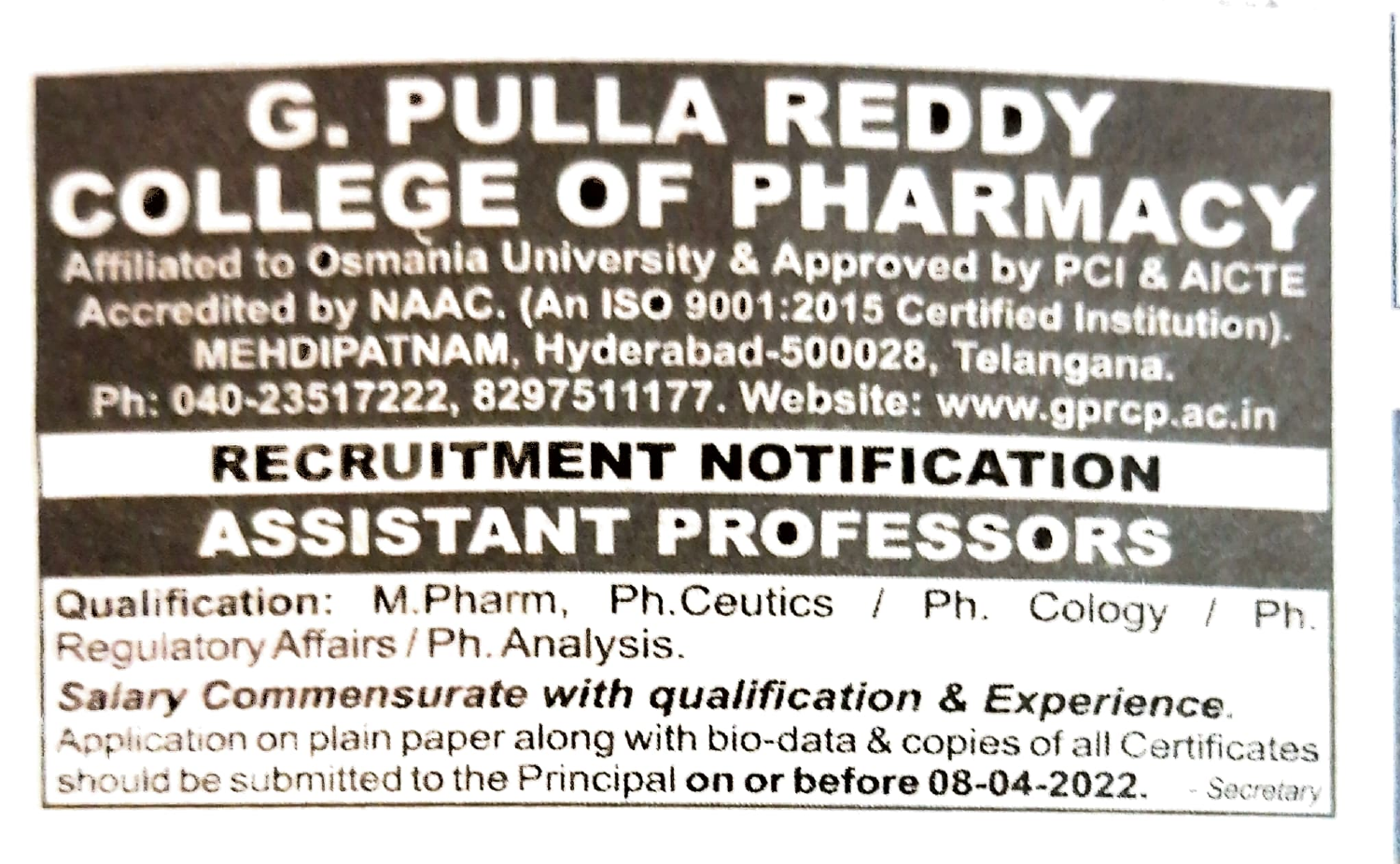# G. PULLA REDDY COLLEGE OF PHARMACY

Affiliated to Osmania University & Approved by PCI & AICTE
Accredited by NAAC. (An ISO 9001:2015 Certified Institution).
MEHDIPATNAM, Hyderabad-500028, Telangana.
Ph: 040-23517222, 8297511177. Website: www.gprcp.ac.in

## RECRUITMENT NOTIFICATION

## ASSISTANT PROFESSORS

**Qualification:** M.Pharm, Ph.Ceutics / Ph. Cology / Ph. Regulatory Affairs / Ph. Analysis.

***Salary Commensurate with qualification & Experience.***

Application on plain paper along with bio-data & copies of all Certificates should be submitted to the Principal **on or before 08-04-2022.**

*- Secretary*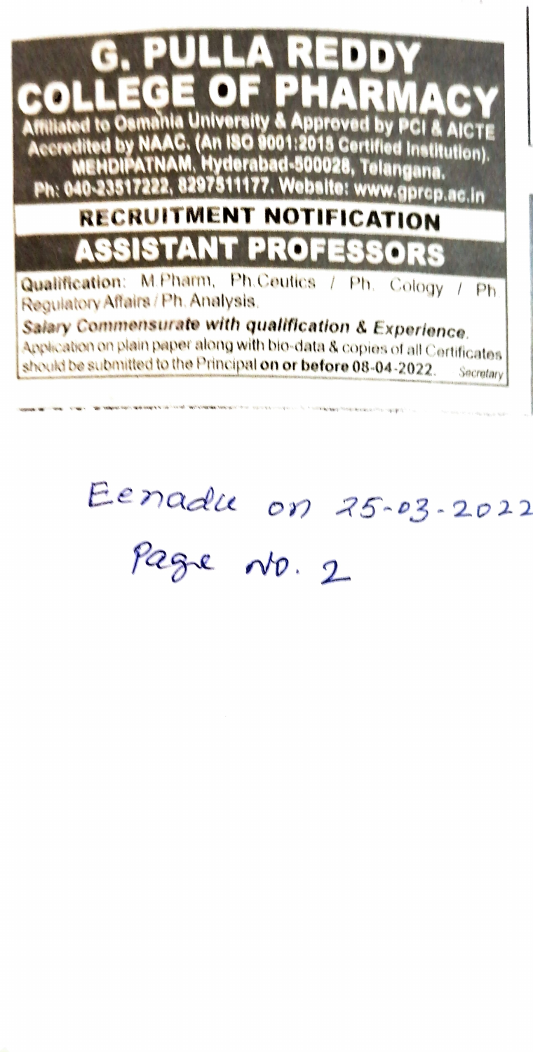# G. PULLA REDDY COLLEGE OF PHARMACY

Affiliated to Osmania University & Approved by PCI & AICTE
Accredited by NAAC. (An ISO 9001:2015 Certified Institution).
MEHDIPATNAM, Hyderabad-500028, Telangana.
Ph: 040-23517222, 8297511177. Website: www.gprcp.ac.in

## RECRUITMENT NOTIFICATION

## ASSISTANT PROFESSORS

**Qualification**: M.Pharm, Ph.Ceutics / Ph. Cology / Ph. Regulatory Affairs / Ph. Analysis.

***Salary Commensurate with qualification & Experience.***

Application on plain paper along with bio-data & copies of all Certificates should be submitted to the Principal **on or before 08-04-2022.**

*Secretary*

Eenadu on 25-03-2022
Page No. 2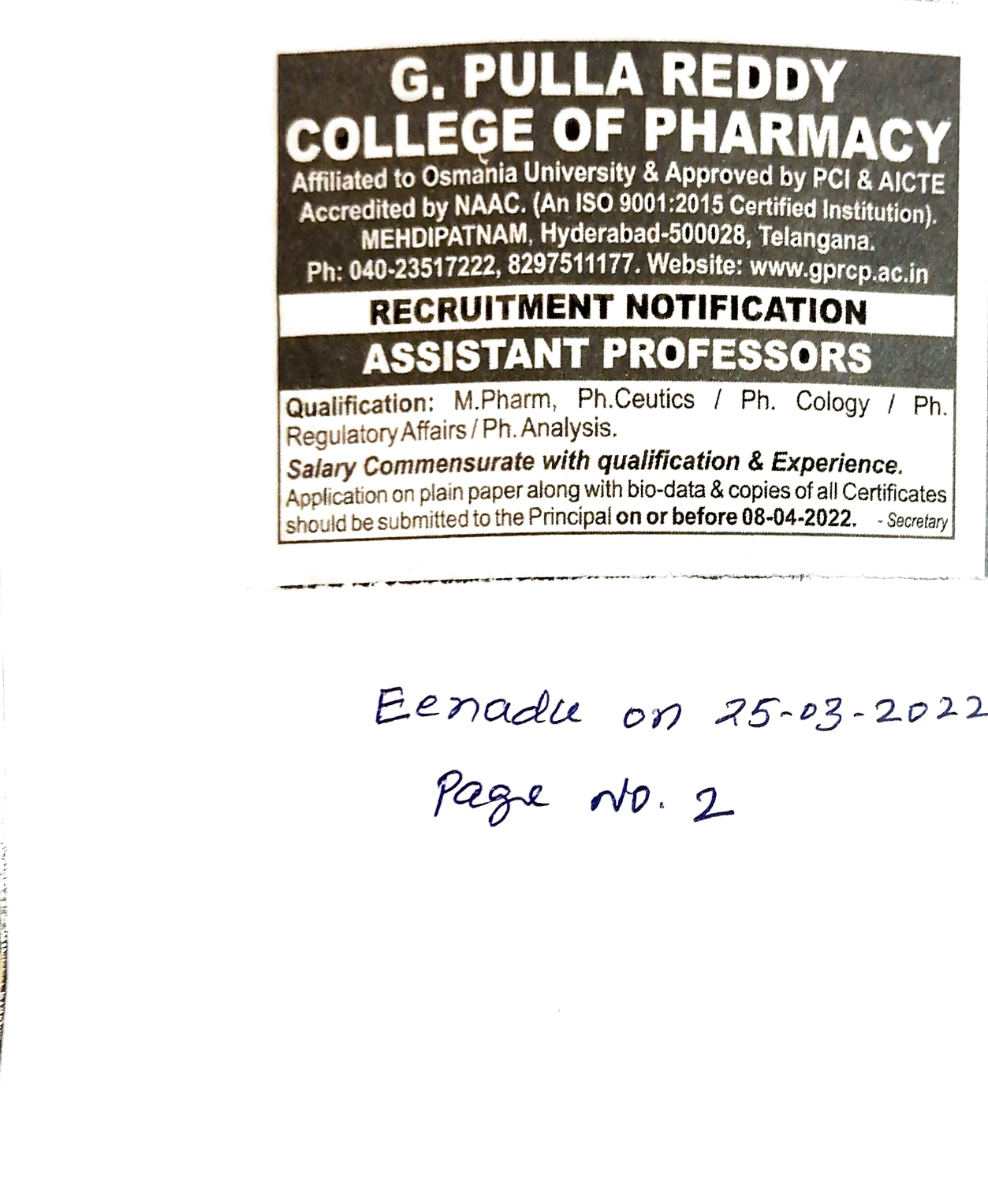# G. PULLA REDDY COLLEGE OF PHARMACY

**Affiliated to Osmania University & Approved by PCI & AICTE**
**Accredited by NAAC. (An ISO 9001:2015 Certified Institution).**
**MEHDIPATNAM, Hyderabad-500028, Telangana.**
**Ph: 040-23517222, 8297511177. Website: www.gprcp.ac.in**

## RECRUITMENT NOTIFICATION

## ASSISTANT PROFESSORS

**Qualification:** M.Pharm, Ph.Ceutics / Ph. Cology / Ph. Regulatory Affairs / Ph. Analysis.

***Salary Commensurate with qualification & Experience.***

Application on plain paper along with bio-data & copies of all Certificates should be submitted to the Principal **on or before 08-04-2022.** *- Secretary*

Eenadu on 25-03-2022

Page No. 2